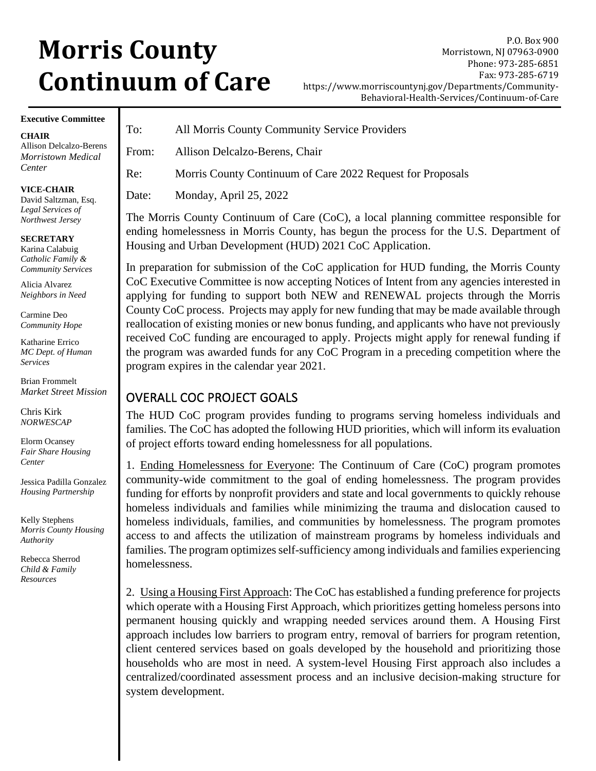# Morris County Continuum of Care

P.O. Box 900
Morristown, NJ 07963-0900
Phone: 973-285-6851
Fax: 973-285-6719
https://www.morriscountynj.gov/Departments/Community-Behavioral-Health-Services/Continuum-of-Care

**Executive Committee**

**CHAIR**
Allison Delcalzo-Berens
*Morristown Medical Center*

**VICE-CHAIR**
David Saltzman, Esq.
*Legal Services of Northwest Jersey*

**SECRETARY**
Karina Calabuig
*Catholic Family & Community Services*

Alicia Alvarez
*Neighbors in Need*

Carmine Deo
*Community Hope*

Katharine Errico
*MC Dept. of Human Services*

Brian Frommelt
*Market Street Mission*

Chris Kirk
*NORWESCAP*

Elorm Ocansey
*Fair Share Housing Center*

Jessica Padilla Gonzalez
*Housing Partnership*

Kelly Stephens
*Morris County Housing Authority*

Rebecca Sherrod
*Child & Family Resources*

To: All Morris County Community Service Providers

From: Allison Delcalzo-Berens, Chair

Re: Morris County Continuum of Care 2022 Request for Proposals

Date: Monday, April 25, 2022

The Morris County Continuum of Care (CoC), a local planning committee responsible for ending homelessness in Morris County, has begun the process for the U.S. Department of Housing and Urban Development (HUD) 2021 CoC Application.

In preparation for submission of the CoC application for HUD funding, the Morris County CoC Executive Committee is now accepting Notices of Intent from any agencies interested in applying for funding to support both NEW and RENEWAL projects through the Morris County CoC process. Projects may apply for new funding that may be made available through reallocation of existing monies or new bonus funding, and applicants who have not previously received CoC funding are encouraged to apply. Projects might apply for renewal funding if the program was awarded funds for any CoC Program in a preceding competition where the program expires in the calendar year 2021.

## OVERALL COC PROJECT GOALS

The HUD CoC program provides funding to programs serving homeless individuals and families. The CoC has adopted the following HUD priorities, which will inform its evaluation of project efforts toward ending homelessness for all populations.

1. Ending Homelessness for Everyone: The Continuum of Care (CoC) program promotes community-wide commitment to the goal of ending homelessness. The program provides funding for efforts by nonprofit providers and state and local governments to quickly rehouse homeless individuals and families while minimizing the trauma and dislocation caused to homeless individuals, families, and communities by homelessness. The program promotes access to and affects the utilization of mainstream programs by homeless individuals and families. The program optimizes self-sufficiency among individuals and families experiencing homelessness.

2. Using a Housing First Approach: The CoC has established a funding preference for projects which operate with a Housing First Approach, which prioritizes getting homeless persons into permanent housing quickly and wrapping needed services around them. A Housing First approach includes low barriers to program entry, removal of barriers for program retention, client centered services based on goals developed by the household and prioritizing those households who are most in need. A system-level Housing First approach also includes a centralized/coordinated assessment process and an inclusive decision-making structure for system development.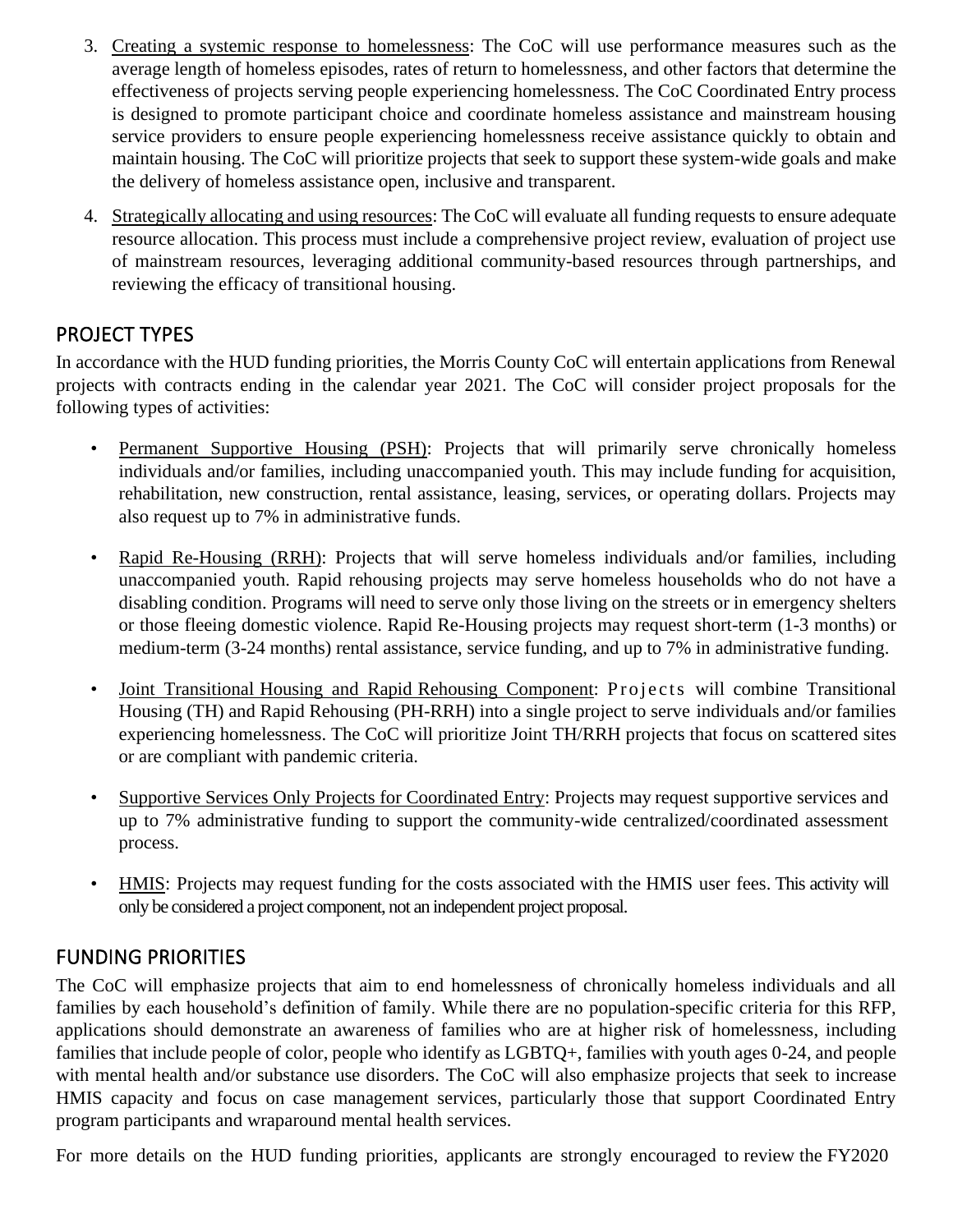3. Creating a systemic response to homelessness: The CoC will use performance measures such as the average length of homeless episodes, rates of return to homelessness, and other factors that determine the effectiveness of projects serving people experiencing homelessness. The CoC Coordinated Entry process is designed to promote participant choice and coordinate homeless assistance and mainstream housing service providers to ensure people experiencing homelessness receive assistance quickly to obtain and maintain housing. The CoC will prioritize projects that seek to support these system-wide goals and make the delivery of homeless assistance open, inclusive and transparent.

4. Strategically allocating and using resources: The CoC will evaluate all funding requests to ensure adequate resource allocation. This process must include a comprehensive project review, evaluation of project use of mainstream resources, leveraging additional community-based resources through partnerships, and reviewing the efficacy of transitional housing.

## PROJECT TYPES

In accordance with the HUD funding priorities, the Morris County CoC will entertain applications from Renewal projects with contracts ending in the calendar year 2021. The CoC will consider project proposals for the following types of activities:

- Permanent Supportive Housing (PSH): Projects that will primarily serve chronically homeless individuals and/or families, including unaccompanied youth. This may include funding for acquisition, rehabilitation, new construction, rental assistance, leasing, services, or operating dollars. Projects may also request up to 7% in administrative funds.

- Rapid Re-Housing (RRH): Projects that will serve homeless individuals and/or families, including unaccompanied youth. Rapid rehousing projects may serve homeless households who do not have a disabling condition. Programs will need to serve only those living on the streets or in emergency shelters or those fleeing domestic violence. Rapid Re-Housing projects may request short-term (1-3 months) or medium-term (3-24 months) rental assistance, service funding, and up to 7% in administrative funding.

- Joint Transitional Housing and Rapid Rehousing Component: Projects will combine Transitional Housing (TH) and Rapid Rehousing (PH-RRH) into a single project to serve individuals and/or families experiencing homelessness. The CoC will prioritize Joint TH/RRH projects that focus on scattered sites or are compliant with pandemic criteria.

- Supportive Services Only Projects for Coordinated Entry: Projects may request supportive services and up to 7% administrative funding to support the community-wide centralized/coordinated assessment process.

- HMIS: Projects may request funding for the costs associated with the HMIS user fees. This activity will only be considered a project component, not an independent project proposal.

## FUNDING PRIORITIES

The CoC will emphasize projects that aim to end homelessness of chronically homeless individuals and all families by each household's definition of family. While there are no population-specific criteria for this RFP, applications should demonstrate an awareness of families who are at higher risk of homelessness, including families that include people of color, people who identify as LGBTQ+, families with youth ages 0-24, and people with mental health and/or substance use disorders. The CoC will also emphasize projects that seek to increase HMIS capacity and focus on case management services, particularly those that support Coordinated Entry program participants and wraparound mental health services.

For more details on the HUD funding priorities, applicants are strongly encouraged to review the FY2020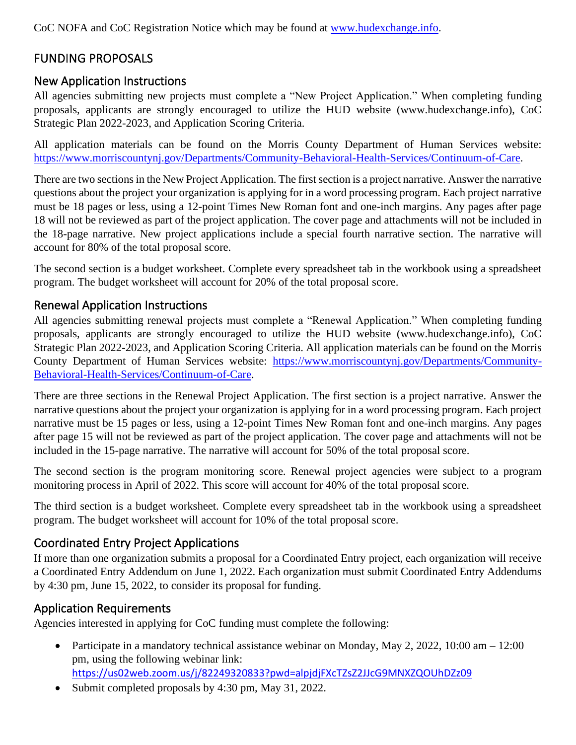CoC NOFA and CoC Registration Notice which may be found at [www.hudexchange.info](www.hudexchange.info).

## FUNDING PROPOSALS

### New Application Instructions

All agencies submitting new projects must complete a "New Project Application." When completing funding proposals, applicants are strongly encouraged to utilize the HUD website (www.hudexchange.info), CoC Strategic Plan 2022-2023, and Application Scoring Criteria.

All application materials can be found on the Morris County Department of Human Services website: [https://www.morriscountynj.gov/Departments/Community-Behavioral-Health-Services/Continuum-of-Care](https://www.morriscountynj.gov/Departments/Community-Behavioral-Health-Services/Continuum-of-Care).

There are two sections in the New Project Application. The first section is a project narrative. Answer the narrative questions about the project your organization is applying for in a word processing program. Each project narrative must be 18 pages or less, using a 12-point Times New Roman font and one-inch margins. Any pages after page 18 will not be reviewed as part of the project application. The cover page and attachments will not be included in the 18-page narrative. New project applications include a special fourth narrative section. The narrative will account for 80% of the total proposal score.

The second section is a budget worksheet. Complete every spreadsheet tab in the workbook using a spreadsheet program. The budget worksheet will account for 20% of the total proposal score.

### Renewal Application Instructions

All agencies submitting renewal projects must complete a "Renewal Application." When completing funding proposals, applicants are strongly encouraged to utilize the HUD website (www.hudexchange.info), CoC Strategic Plan 2022-2023, and Application Scoring Criteria. All application materials can be found on the Morris County Department of Human Services website: [https://www.morriscountynj.gov/Departments/Community-Behavioral-Health-Services/Continuum-of-Care](https://www.morriscountynj.gov/Departments/Community-Behavioral-Health-Services/Continuum-of-Care).

There are three sections in the Renewal Project Application. The first section is a project narrative. Answer the narrative questions about the project your organization is applying for in a word processing program. Each project narrative must be 15 pages or less, using a 12-point Times New Roman font and one-inch margins. Any pages after page 15 will not be reviewed as part of the project application. The cover page and attachments will not be included in the 15-page narrative. The narrative will account for 50% of the total proposal score.

The second section is the program monitoring score. Renewal project agencies were subject to a program monitoring process in April of 2022. This score will account for 40% of the total proposal score.

The third section is a budget worksheet. Complete every spreadsheet tab in the workbook using a spreadsheet program. The budget worksheet will account for 10% of the total proposal score.

### Coordinated Entry Project Applications

If more than one organization submits a proposal for a Coordinated Entry project, each organization will receive a Coordinated Entry Addendum on June 1, 2022. Each organization must submit Coordinated Entry Addendums by 4:30 pm, June 15, 2022, to consider its proposal for funding.

### Application Requirements

Agencies interested in applying for CoC funding must complete the following:

- Participate in a mandatory technical assistance webinar on Monday, May 2, 2022, 10:00 am – 12:00 pm, using the following webinar link: [https://us02web.zoom.us/j/82249320833?pwd=alpjdjFXcTZsZ2JJcG9MNXZQOUhDZz09](https://us02web.zoom.us/j/82249320833?pwd=alpjdjFXcTZsZ2JJcG9MNXZQOUhDZz09)
- Submit completed proposals by 4:30 pm, May 31, 2022.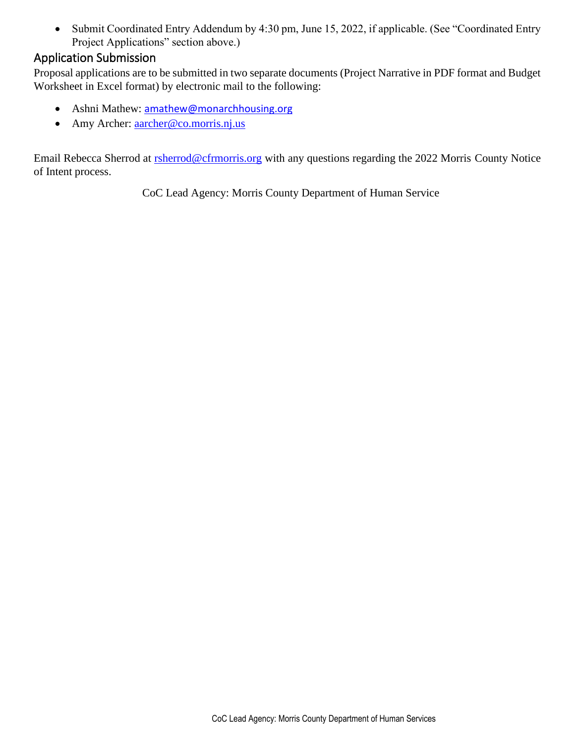- Submit Coordinated Entry Addendum by 4:30 pm, June 15, 2022, if applicable. (See "Coordinated Entry Project Applications" section above.)

## Application Submission

Proposal applications are to be submitted in two separate documents (Project Narrative in PDF format and Budget Worksheet in Excel format) by electronic mail to the following:

- Ashni Mathew: amathew@monarchhousing.org
- Amy Archer: aarcher@co.morris.nj.us

Email Rebecca Sherrod at rsherrod@cfrmorris.org with any questions regarding the 2022 Morris County Notice of Intent process.

CoC Lead Agency: Morris County Department of Human Service